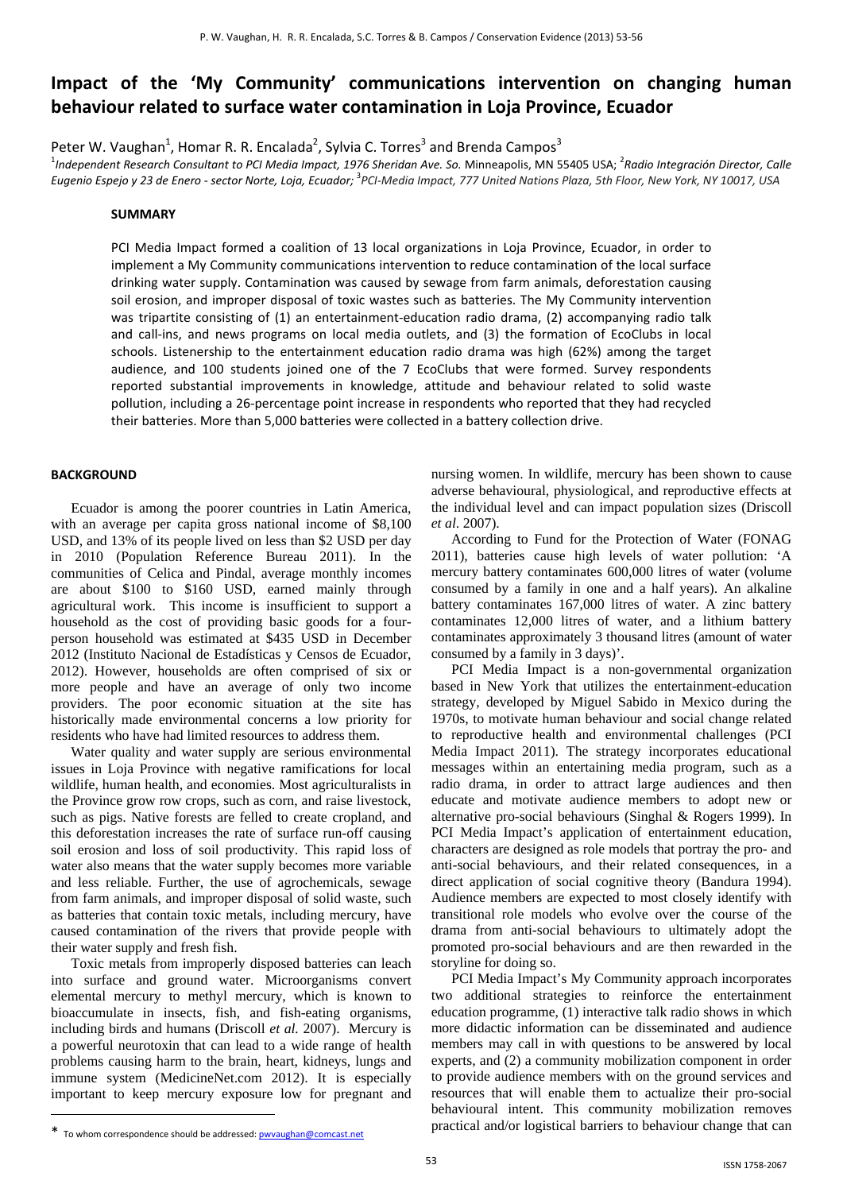# Impact of the 'My Community' communications intervention on changing human behaviour related to surface water contamination in Loja Province, Ecuador

Peter W. Vaughan[1], Homar R. R. Encalada[2], Sylvia C. Torres[3] and Brenda Campos[3]

[1]*Independent Research Consultant to PCI Media Impact, 1976 Sheridan Ave. So.* Minneapolis, MN 55405 USA; [2]*Radio Integración Director, Calle Eugenio Espejo y 23 de Enero - sector Norte, Loja, Ecuador;* [3]*PCI-Media Impact, 777 United Nations Plaza, 5th Floor, New York, NY 10017, USA*

## SUMMARY

PCI Media Impact formed a coalition of 13 local organizations in Loja Province, Ecuador, in order to implement a My Community communications intervention to reduce contamination of the local surface drinking water supply. Contamination was caused by sewage from farm animals, deforestation causing soil erosion, and improper disposal of toxic wastes such as batteries. The My Community intervention was tripartite consisting of (1) an entertainment-education radio drama, (2) accompanying radio talk and call-ins, and news programs on local media outlets, and (3) the formation of EcoClubs in local schools. Listenership to the entertainment education radio drama was high (62%) among the target audience, and 100 students joined one of the 7 EcoClubs that were formed. Survey respondents reported substantial improvements in knowledge, attitude and behaviour related to solid waste pollution, including a 26-percentage point increase in respondents who reported that they had recycled their batteries. More than 5,000 batteries were collected in a battery collection drive.

## BACKGROUND

Ecuador is among the poorer countries in Latin America, with an average per capita gross national income of $8,100 USD, and 13% of its people lived on less than $2 USD per day in 2010 (Population Reference Bureau 2011). In the communities of Celica and Pindal, average monthly incomes are about $100 to $160 USD, earned mainly through agricultural work. This income is insufficient to support a household as the cost of providing basic goods for a four-person household was estimated at $435 USD in December 2012 (Instituto Nacional de Estadísticas y Censos de Ecuador, 2012). However, households are often comprised of six or more people and have an average of only two income providers. The poor economic situation at the site has historically made environmental concerns a low priority for residents who have had limited resources to address them.

Water quality and water supply are serious environmental issues in Loja Province with negative ramifications for local wildlife, human health, and economies. Most agriculturalists in the Province grow row crops, such as corn, and raise livestock, such as pigs. Native forests are felled to create cropland, and this deforestation increases the rate of surface run-off causing soil erosion and loss of soil productivity. This rapid loss of water also means that the water supply becomes more variable and less reliable. Further, the use of agrochemicals, sewage from farm animals, and improper disposal of solid waste, such as batteries that contain toxic metals, including mercury, have caused contamination of the rivers that provide people with their water supply and fresh fish.

Toxic metals from improperly disposed batteries can leach into surface and ground water. Microorganisms convert elemental mercury to methyl mercury, which is known to bioaccumulate in insects, fish, and fish-eating organisms, including birds and humans (Driscoll *et al.* 2007). Mercury is a powerful neurotoxin that can lead to a wide range of health problems causing harm to the brain, heart, kidneys, lungs and immune system (MedicineNet.com 2012). It is especially important to keep mercury exposure low for pregnant and nursing women. In wildlife, mercury has been shown to cause adverse behavioural, physiological, and reproductive effects at the individual level and can impact population sizes (Driscoll *et al*. 2007).

According to Fund for the Protection of Water (FONAG 2011), batteries cause high levels of water pollution: 'A mercury battery contaminates 600,000 litres of water (volume consumed by a family in one and a half years). An alkaline battery contaminates 167,000 litres of water. A zinc battery contaminates 12,000 litres of water, and a lithium battery contaminates approximately 3 thousand litres (amount of water consumed by a family in 3 days)'.

PCI Media Impact is a non-governmental organization based in New York that utilizes the entertainment-education strategy, developed by Miguel Sabido in Mexico during the 1970s, to motivate human behaviour and social change related to reproductive health and environmental challenges (PCI Media Impact 2011). The strategy incorporates educational messages within an entertaining media program, such as a radio drama, in order to attract large audiences and then educate and motivate audience members to adopt new or alternative pro-social behaviours (Singhal & Rogers 1999). In PCI Media Impact's application of entertainment education, characters are designed as role models that portray the pro- and anti-social behaviours, and their related consequences, in a direct application of social cognitive theory (Bandura 1994). Audience members are expected to most closely identify with transitional role models who evolve over the course of the drama from anti-social behaviours to ultimately adopt the promoted pro-social behaviours and are then rewarded in the storyline for doing so.

PCI Media Impact's My Community approach incorporates two additional strategies to reinforce the entertainment education programme, (1) interactive talk radio shows in which more didactic information can be disseminated and audience members may call in with questions to be answered by local experts, and (2) a community mobilization component in order to provide audience members with on the ground services and resources that will enable them to actualize their pro-social behavioural intent. This community mobilization removes practical and/or logistical barriers to behaviour change that can

\* To whom correspondence should be addressed: pwvaughan@comcast.net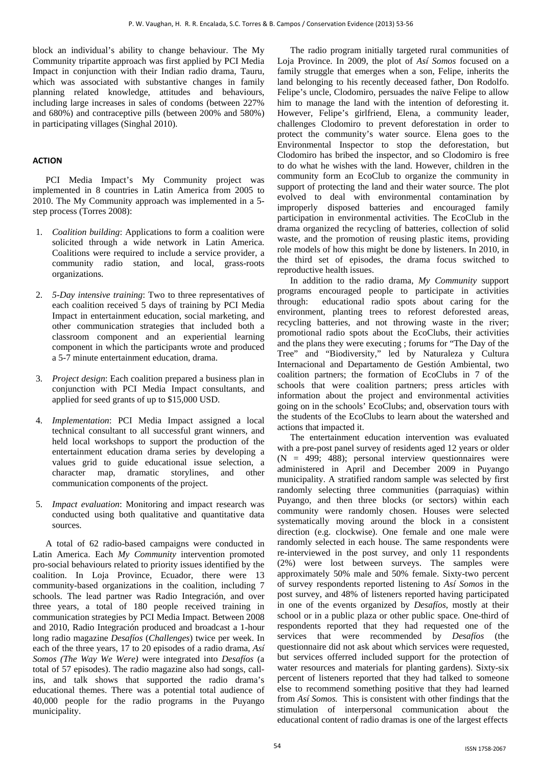block an individual's ability to change behaviour. The My Community tripartite approach was first applied by PCI Media Impact in conjunction with their Indian radio drama, Tauru, which was associated with substantive changes in family planning related knowledge, attitudes and behaviours, including large increases in sales of condoms (between 227% and 680%) and contraceptive pills (between 200% and 580%) in participating villages (Singhal 2010).

## ACTION

PCI Media Impact's My Community project was implemented in 8 countries in Latin America from 2005 to 2010. The My Community approach was implemented in a 5-step process (Torres 2008):

1. *Coalition building*: Applications to form a coalition were solicited through a wide network in Latin America. Coalitions were required to include a service provider, a community radio station, and local, grass-roots organizations.
2. *5-Day intensive training*: Two to three representatives of each coalition received 5 days of training by PCI Media Impact in entertainment education, social marketing, and other communication strategies that included both a classroom component and an experiential learning component in which the participants wrote and produced a 5-7 minute entertainment education, drama.
3. *Project design*: Each coalition prepared a business plan in conjunction with PCI Media Impact consultants, and applied for seed grants of up to $15,000 USD.
4. *Implementation*: PCI Media Impact assigned a local technical consultant to all successful grant winners, and held local workshops to support the production of the entertainment education drama series by developing a values grid to guide educational issue selection, a character map, dramatic storylines, and other communication components of the project.
5. *Impact evaluation*: Monitoring and impact research was conducted using both qualitative and quantitative data sources.

A total of 62 radio-based campaigns were conducted in Latin America. Each *My Community* intervention promoted pro-social behaviours related to priority issues identified by the coalition. In Loja Province, Ecuador, there were 13 community-based organizations in the coalition, including 7 schools. The lead partner was Radio Integración, and over three years, a total of 180 people received training in communication strategies by PCI Media Impact. Between 2008 and 2010, Radio Integración produced and broadcast a 1-hour long radio magazine *Desafíos* (*Challenges*) twice per week. In each of the three years, 17 to 20 episodes of a radio drama, *Así Somos (The Way We Were)* were integrated into *Desafíos* (a total of 57 episodes). The radio magazine also had songs, call-ins, and talk shows that supported the radio drama's educational themes. There was a potential total audience of 40,000 people for the radio programs in the Puyango municipality.

The radio program initially targeted rural communities of Loja Province. In 2009, the plot of *Así Somos* focused on a family struggle that emerges when a son, Felipe, inherits the land belonging to his recently deceased father, Don Rodolfo. Felipe's uncle, Clodomiro, persuades the naïve Felipe to allow him to manage the land with the intention of deforesting it. However, Felipe's girlfriend, Elena, a community leader, challenges Clodomiro to prevent deforestation in order to protect the community's water source. Elena goes to the Environmental Inspector to stop the deforestation, but Clodomiro has bribed the inspector, and so Clodomiro is free to do what he wishes with the land. However, children in the community form an EcoClub to organize the community in support of protecting the land and their water source. The plot evolved to deal with environmental contamination by improperly disposed batteries and encouraged family participation in environmental activities. The EcoClub in the drama organized the recycling of batteries, collection of solid waste, and the promotion of reusing plastic items, providing role models of how this might be done by listeners. In 2010, in the third set of episodes, the drama focus switched to reproductive health issues.

In addition to the radio drama, *My Community* support programs encouraged people to participate in activities through: educational radio spots about caring for the environment, planting trees to reforest deforested areas, recycling batteries, and not throwing waste in the river; promotional radio spots about the EcoClubs, their activities and the plans they were executing ; forums for "The Day of the Tree" and "Biodiversity," led by Naturaleza y Cultura Internacional and Departamento de Gestión Ambiental, two coalition partners; the formation of EcoClubs in 7 of the schools that were coalition partners; press articles with information about the project and environmental activities going on in the schools' EcoClubs; and, observation tours with the students of the EcoClubs to learn about the watershed and actions that impacted it.

The entertainment education intervention was evaluated with a pre-post panel survey of residents aged 12 years or older (N = 499; 488); personal interview questionnaires were administered in April and December 2009 in Puyango municipality. A stratified random sample was selected by first randomly selecting three communities (parraquias) within Puyango, and then three blocks (or sectors) within each community were randomly chosen. Houses were selected systematically moving around the block in a consistent direction (e.g. clockwise). One female and one male were randomly selected in each house. The same respondents were re-interviewed in the post survey, and only 11 respondents (2%) were lost between surveys. The samples were approximately 50% male and 50% female. Sixty-two percent of survey respondents reported listening to *Así Somos* in the post survey, and 48% of listeners reported having participated in one of the events organized by *Desafíos*, mostly at their school or in a public plaza or other public space. One-third of respondents reported that they had requested one of the services that were recommended by *Desafíos* (the questionnaire did not ask about which services were requested, but services offerred included support for the protection of water resources and materials for planting gardens). Sixty-six percent of listeners reported that they had talked to someone else to recommend something positive that they had learned from *Así Somos.* This is consistent with other findings that the stimulation of interpersonal communication about the educational content of radio dramas is one of the largest effects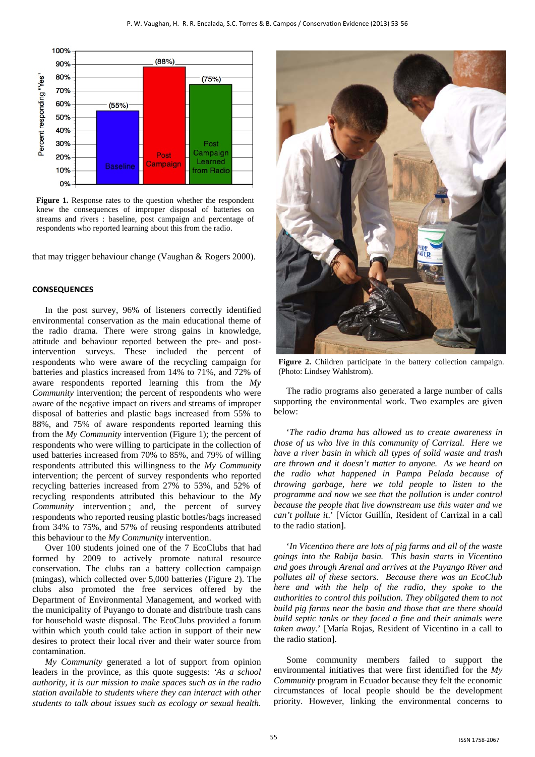**Figure 1.** Response rates to the question whether the respondent knew the consequences of improper disposal of batteries on streams and rivers : baseline, post campaign and percentage of respondents who reported learning about this from the radio.

that may trigger behaviour change (Vaughan & Rogers 2000).

#### CONSEQUENCES

In the post survey, 96% of listeners correctly identified environmental conservation as the main educational theme of the radio drama. There were strong gains in knowledge, attitude and behaviour reported between the pre- and post-intervention surveys. These included the percent of respondents who were aware of the recycling campaign for batteries and plastics increased from 14% to 71%, and 72% of aware respondents reported learning this from the *My Community* intervention; the percent of respondents who were aware of the negative impact on rivers and streams of improper disposal of batteries and plastic bags increased from 55% to 88%, and 75% of aware respondents reported learning this from the *My Community* intervention (Figure 1); the percent of respondents who were willing to participate in the collection of used batteries increased from 70% to 85%, and 79% of willing respondents attributed this willingness to the *My Community* intervention; the percent of survey respondents who reported recycling batteries increased from 27% to 53%, and 52% of recycling respondents attributed this behaviour to the *My Community* intervention ; and, the percent of survey respondents who reported reusing plastic bottles/bags increased from 34% to 75%, and 57% of reusing respondents attributed this behaviour to the *My Community* intervention.

Over 100 students joined one of the 7 EcoClubs that had formed by 2009 to actively promote natural resource conservation. The clubs ran a battery collection campaign (mingas), which collected over 5,000 batteries (Figure 2). The clubs also promoted the free services offered by the Department of Environmental Management, and worked with the municipality of Puyango to donate and distribute trash cans for household waste disposal. The EcoClubs provided a forum within which youth could take action in support of their new desires to protect their local river and their water source from contamination.

*My Community* generated a lot of support from opinion leaders in the province, as this quote suggests: *'As a school authority, it is our mission to make spaces such as in the radio station available to students where they can interact with other students to talk about issues such as ecology or sexual health.*

**Figure 2.** Children participate in the battery collection campaign. (Photo: Lindsey Wahlstrom).

The radio programs also generated a large number of calls supporting the environmental work. Two examples are given below:

'*The radio drama has allowed us to create awareness in those of us who live in this community of Carrizal. Here we have a river basin in which all types of solid waste and trash are thrown and it doesn't matter to anyone. As we heard on the radio what happened in Pampa Pelada because of throwing garbage, here we told people to listen to the programme and now we see that the pollution is under control because the people that live downstream use this water and we can't pollute it*.' [Víctor Guillín, Resident of Carrizal in a call to the radio station].

'*In Vicentino there are lots of pig farms and all of the waste goings into the Rabija basin. This basin starts in Vicentino and goes through Arenal and arrives at the Puyango River and pollutes all of these sectors. Because there was an EcoClub here and with the help of the radio, they spoke to the authorities to control this pollution. They obligated them to not build pig farms near the basin and those that are there should build septic tanks or they faced a fine and their animals were taken away.*' [María Rojas, Resident of Vicentino in a call to the radio station].

Some community members failed to support the environmental initiatives that were first identified for the *My Community* program in Ecuador because they felt the economic circumstances of local people should be the development priority. However, linking the environmental concerns to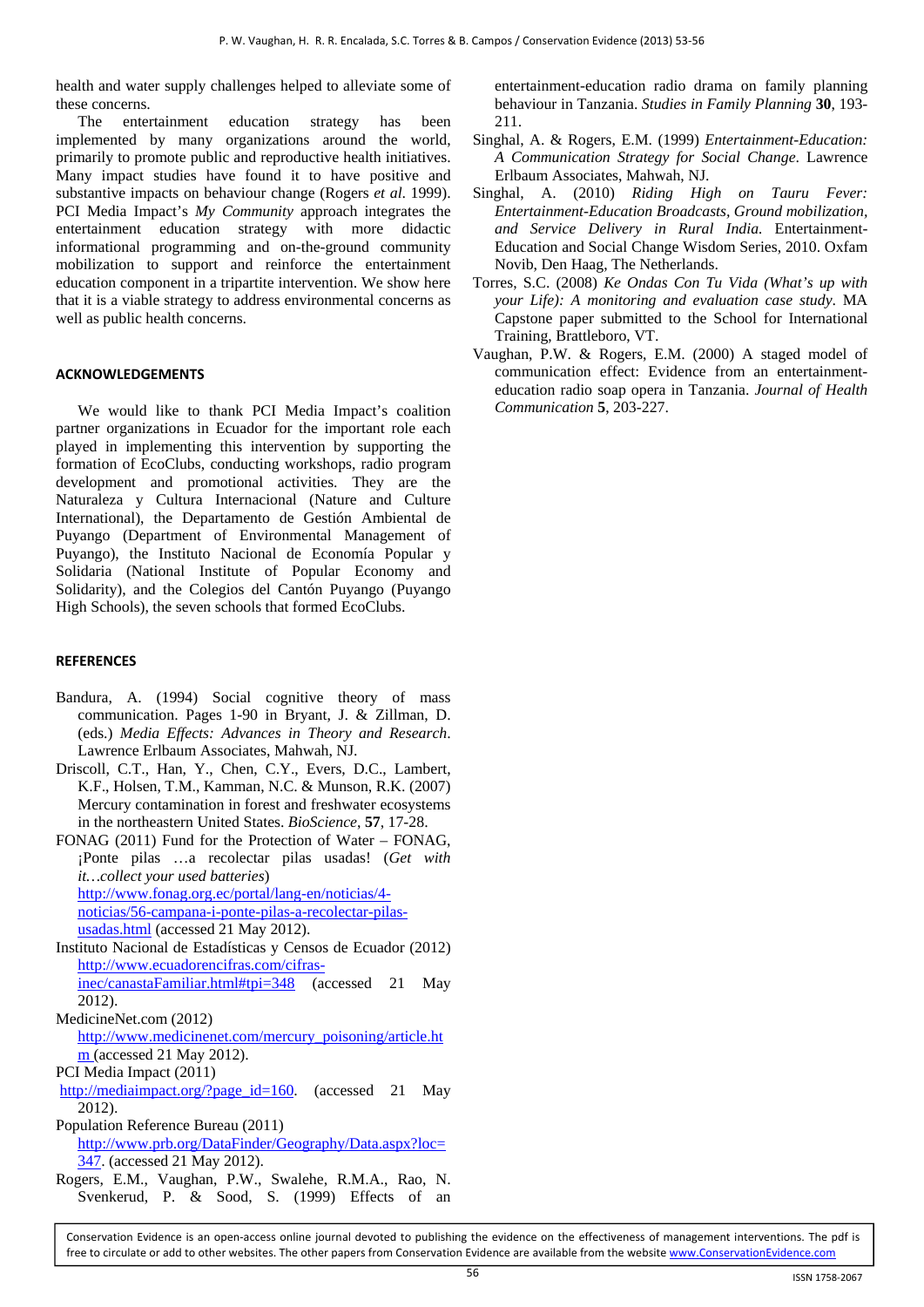health and water supply challenges helped to alleviate some of these concerns.

The entertainment education strategy has been implemented by many organizations around the world, primarily to promote public and reproductive health initiatives. Many impact studies have found it to have positive and substantive impacts on behaviour change (Rogers *et al*. 1999). PCI Media Impact's *My Community* approach integrates the entertainment education strategy with more didactic informational programming and on-the-ground community mobilization to support and reinforce the entertainment education component in a tripartite intervention. We show here that it is a viable strategy to address environmental concerns as well as public health concerns.

## ACKNOWLEDGEMENTS

We would like to thank PCI Media Impact's coalition partner organizations in Ecuador for the important role each played in implementing this intervention by supporting the formation of EcoClubs, conducting workshops, radio program development and promotional activities. They are the Naturaleza y Cultura Internacional (Nature and Culture International), the Departamento de Gestión Ambiental de Puyango (Department of Environmental Management of Puyango), the Instituto Nacional de Economía Popular y Solidaria (National Institute of Popular Economy and Solidarity), and the Colegios del Cantón Puyango (Puyango High Schools), the seven schools that formed EcoClubs.

## REFERENCES

Bandura, A. (1994) Social cognitive theory of mass communication. Pages 1-90 in Bryant, J. & Zillman, D. (eds.) *Media Effects: Advances in Theory and Research*. Lawrence Erlbaum Associates, Mahwah, NJ.

Driscoll, C.T., Han, Y., Chen, C.Y., Evers, D.C., Lambert, K.F., Holsen, T.M., Kamman, N.C. & Munson, R.K. (2007) Mercury contamination in forest and freshwater ecosystems in the northeastern United States. *BioScience*, **57**, 17-28.

FONAG (2011) Fund for the Protection of Water – FONAG, ¡Ponte pilas …a recolectar pilas usadas! (*Get with it…collect your used batteries*) http://www.fonag.org.ec/portal/lang-en/noticias/4-noticias/56-campana-i-ponte-pilas-a-recolectar-pilas-usadas.html (accessed 21 May 2012).

Instituto Nacional de Estadísticas y Censos de Ecuador (2012) http://www.ecuadorencifras.com/cifras-inec/canastaFamiliar.html#tpi=348 (accessed 21 May 2012).

MedicineNet.com (2012) http://www.medicinenet.com/mercury_poisoning/article.htm (accessed 21 May 2012).

PCI Media Impact (2011) http://mediaimpact.org/?page_id=160. (accessed 21 May 2012).

Population Reference Bureau (2011) http://www.prb.org/DataFinder/Geography/Data.aspx?loc=347. (accessed 21 May 2012).

Rogers, E.M., Vaughan, P.W., Swalehe, R.M.A., Rao, N. Svenkerud, P. & Sood, S. (1999) Effects of an entertainment-education radio drama on family planning behaviour in Tanzania. *Studies in Family Planning* **30**, 193-211.

Singhal, A. & Rogers, E.M. (1999) *Entertainment-Education: A Communication Strategy for Social Change*. Lawrence Erlbaum Associates, Mahwah, NJ.

Singhal, A. (2010) *Riding High on Tauru Fever: Entertainment-Education Broadcasts, Ground mobilization, and Service Delivery in Rural India.* Entertainment-Education and Social Change Wisdom Series, 2010. Oxfam Novib, Den Haag, The Netherlands.

Torres, S.C. (2008) *Ke Ondas Con Tu Vida (What's up with your Life): A monitoring and evaluation case study*. MA Capstone paper submitted to the School for International Training, Brattleboro, VT.

Vaughan, P.W. & Rogers, E.M. (2000) A staged model of communication effect: Evidence from an entertainment-education radio soap opera in Tanzania. *Journal of Health Communication* **5**, 203-227.

Conservation Evidence is an open-access online journal devoted to publishing the evidence on the effectiveness of management interventions. The pdf is free to circulate or add to other websites. The other papers from Conservation Evidence are available from the website www.ConservationEvidence.com